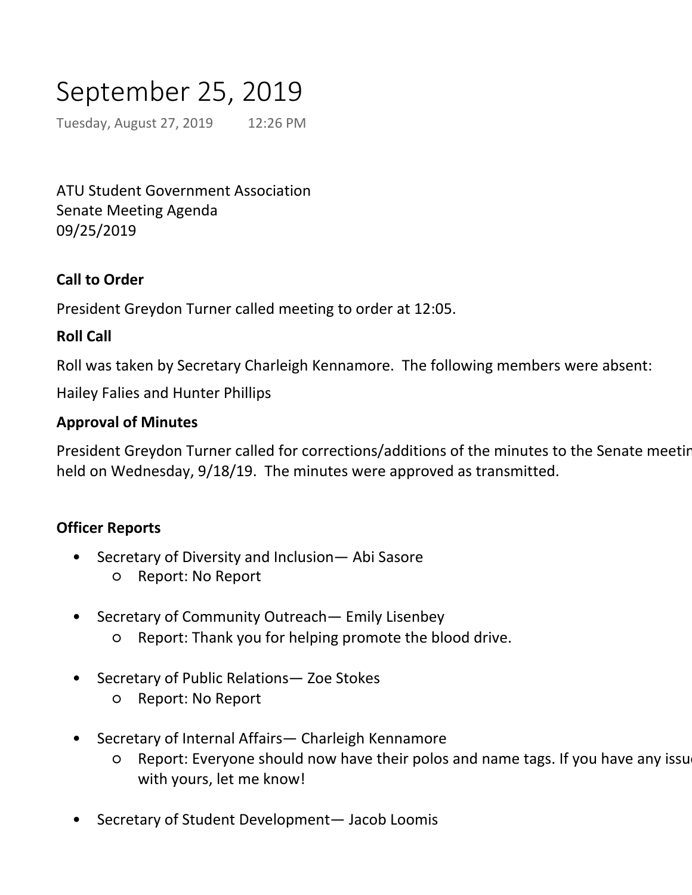# September 25, 2019

Tuesday, August 27, 2019 12:26 PM

ATU Student Government Association
Senate Meeting Agenda
09/25/2019

**Call to Order**

President Greydon Turner called meeting to order at 12:05.

**Roll Call**

Roll was taken by Secretary Charleigh Kennamore. The following members were absent:

Hailey Falies and Hunter Phillips

**Approval of Minutes**

President Greydon Turner called for corrections/additions of the minutes to the Senate meetin held on Wednesday, 9/18/19. The minutes were approved as transmitted.

**Officer Reports**

- Secretary of Diversity and Inclusion— Abi Sasore
  - Report: No Report
- Secretary of Community Outreach— Emily Lisenbey
  - Report: Thank you for helping promote the blood drive.
- Secretary of Public Relations— Zoe Stokes
  - Report: No Report
- Secretary of Internal Affairs— Charleigh Kennamore
  - Report: Everyone should now have their polos and name tags. If you have any issu with yours, let me know!
- Secretary of Student Development— Jacob Loomis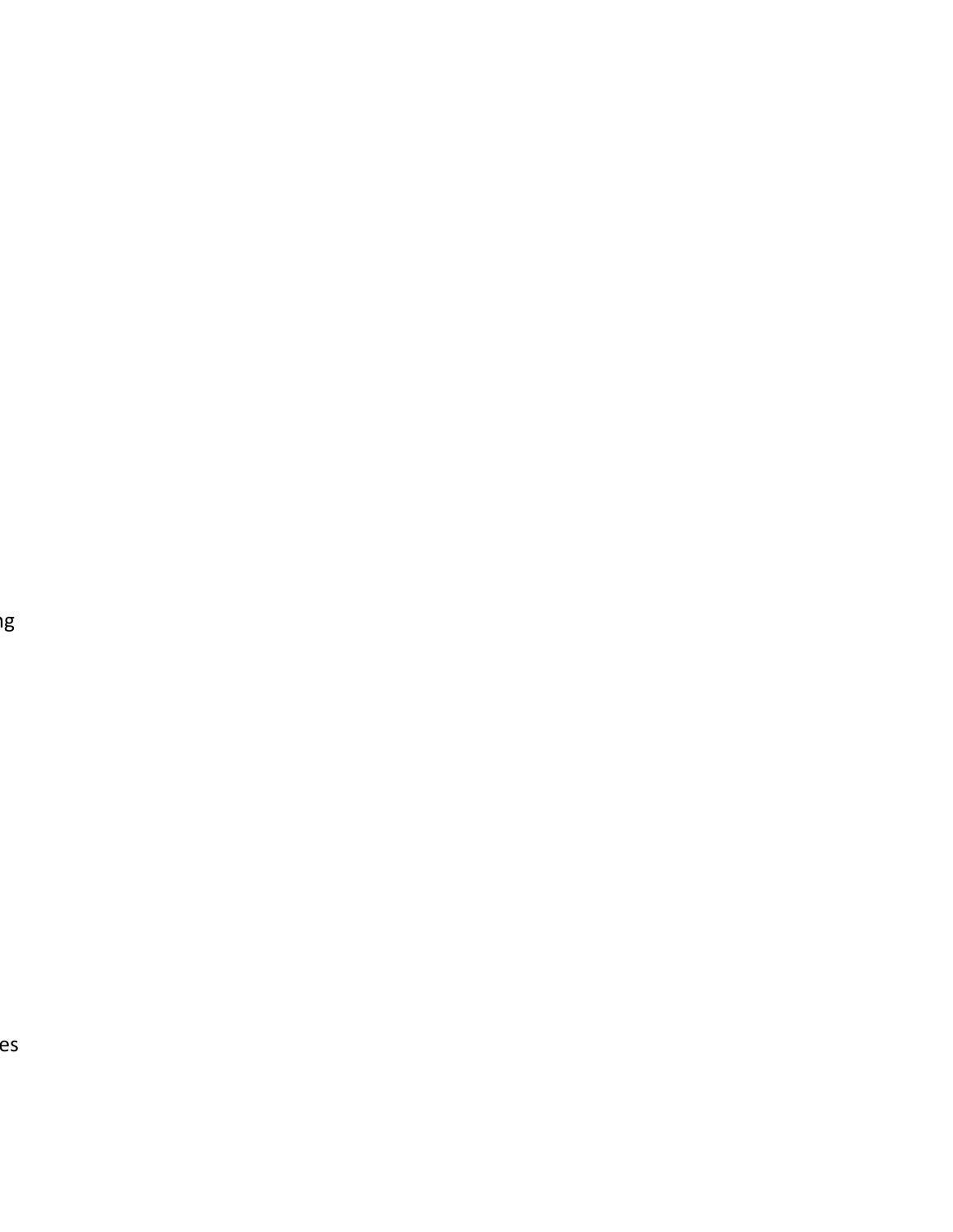ng

es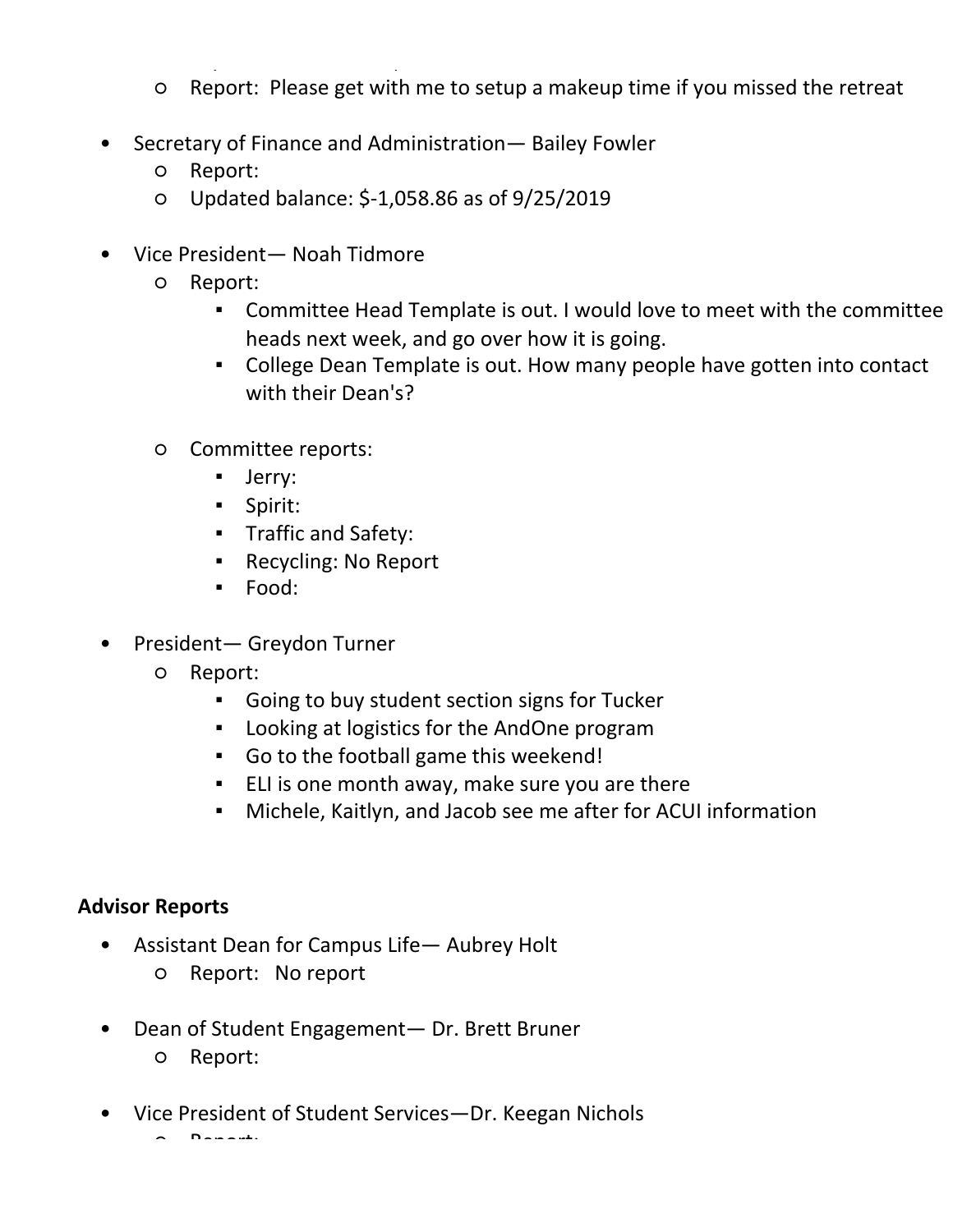- Report: Please get with me to setup a makeup time if you missed the retreat

- Secretary of Finance and Administration— Bailey Fowler
  - Report:
  - Updated balance: $-1,058.86 as of 9/25/2019

- Vice President— Noah Tidmore
  - Report:
    - Committee Head Template is out. I would love to meet with the committee heads next week, and go over how it is going.
    - College Dean Template is out. How many people have gotten into contact with their Dean's?

  - Committee reports:
    - Jerry:
    - Spirit:
    - Traffic and Safety:
    - Recycling: No Report
    - Food:

- President— Greydon Turner
  - Report:
    - Going to buy student section signs for Tucker
    - Looking at logistics for the AndOne program
    - Go to the football game this weekend!
    - ELI is one month away, make sure you are there
    - Michele, Kaitlyn, and Jacob see me after for ACUI information

**Advisor Reports**

- Assistant Dean for Campus Life— Aubrey Holt
  - Report: No report

- Dean of Student Engagement— Dr. Brett Bruner
  - Report:

- Vice President of Student Services—Dr. Keegan Nichols
  - Report: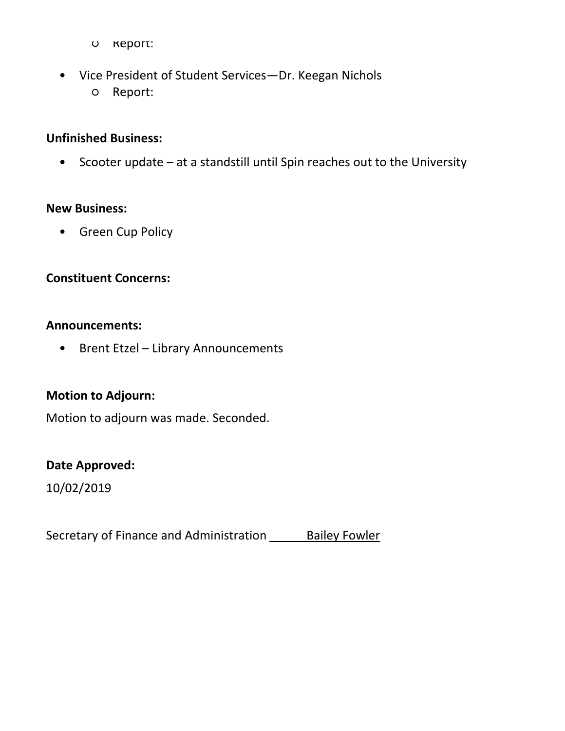- Report:

- Vice President of Student Services—Dr. Keegan Nichols
  - Report:

**Unfinished Business:**

- Scooter update – at a standstill until Spin reaches out to the University

**New Business:**

- Green Cup Policy

**Constituent Concerns:**

**Announcements:**

- Brent Etzel – Library Announcements

**Motion to Adjourn:**

Motion to adjourn was made. Seconded.

**Date Approved:**

10/02/2019

Secretary of Finance and Administration Bailey Fowler